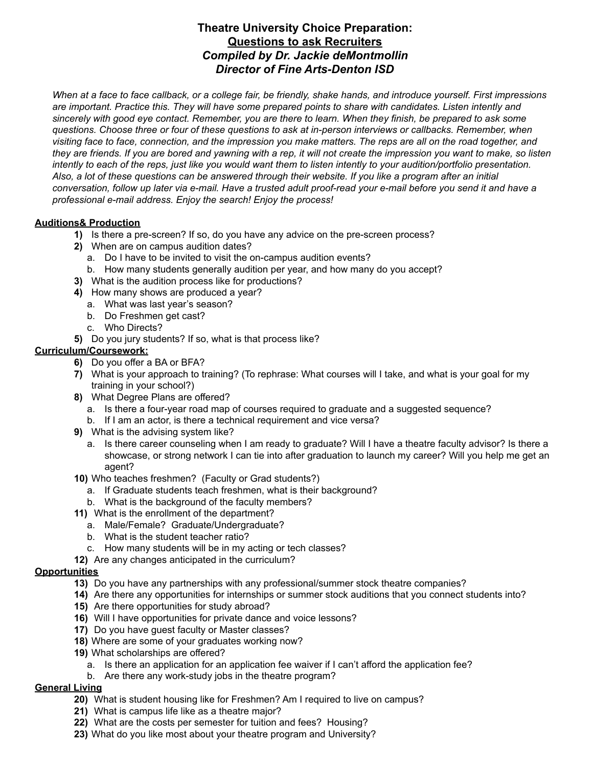# Theatre University Choice Preparation:
## Questions to ask Recruiters
### *Compiled by Dr. Jackie deMontmollin*
### *Director of Fine Arts-Denton ISD*

*When at a face to face callback, or a college fair, be friendly, shake hands, and introduce yourself. First impressions are important. Practice this. They will have some prepared points to share with candidates. Listen intently and sincerely with good eye contact. Remember, you are there to learn. When they finish, be prepared to ask some questions. Choose three or four of these questions to ask at in-person interviews or callbacks. Remember, when visiting face to face, connection, and the impression you make matters. The reps are all on the road together, and they are friends. If you are bored and yawning with a rep, it will not create the impression you want to make, so listen intently to each of the reps, just like you would want them to listen intently to your audition/portfolio presentation. Also, a lot of these questions can be answered through their website. If you like a program after an initial conversation, follow up later via e-mail. Have a trusted adult proof-read your e-mail before you send it and have a professional e-mail address. Enjoy the search! Enjoy the process!*

**Auditions& Production**

1) Is there a pre-screen? If so, do you have any advice on the pre-screen process?
2) When are on campus audition dates?
   a. Do I have to be invited to visit the on-campus audition events?
   b. How many students generally audition per year, and how many do you accept?
3) What is the audition process like for productions?
4) How many shows are produced a year?
   a. What was last year's season?
   b. Do Freshmen get cast?
   c. Who Directs?
5) Do you jury students? If so, what is that process like?

**Curriculum/Coursework:**

6) Do you offer a BA or BFA?
7) What is your approach to training? (To rephrase: What courses will I take, and what is your goal for my training in your school?)
8) What Degree Plans are offered?
   a. Is there a four-year road map of courses required to graduate and a suggested sequence?
   b. If I am an actor, is there a technical requirement and vice versa?
9) What is the advising system like?
   a. Is there career counseling when I am ready to graduate? Will I have a theatre faculty advisor? Is there a showcase, or strong network I can tie into after graduation to launch my career? Will you help me get an agent?
10) Who teaches freshmen? (Faculty or Grad students?)
    a. If Graduate students teach freshmen, what is their background?
    b. What is the background of the faculty members?
11) What is the enrollment of the department?
    a. Male/Female? Graduate/Undergraduate?
    b. What is the student teacher ratio?
    c. How many students will be in my acting or tech classes?
12) Are any changes anticipated in the curriculum?

**Opportunities**

13) Do you have any partnerships with any professional/summer stock theatre companies?
14) Are there any opportunities for internships or summer stock auditions that you connect students into?
15) Are there opportunities for study abroad?
16) Will I have opportunities for private dance and voice lessons?
17) Do you have guest faculty or Master classes?
18) Where are some of your graduates working now?
19) What scholarships are offered?
    a. Is there an application for an application fee waiver if I can't afford the application fee?
    b. Are there any work-study jobs in the theatre program?

**General Living**

20) What is student housing like for Freshmen? Am I required to live on campus?
21) What is campus life like as a theatre major?
22) What are the costs per semester for tuition and fees? Housing?
23) What do you like most about your theatre program and University?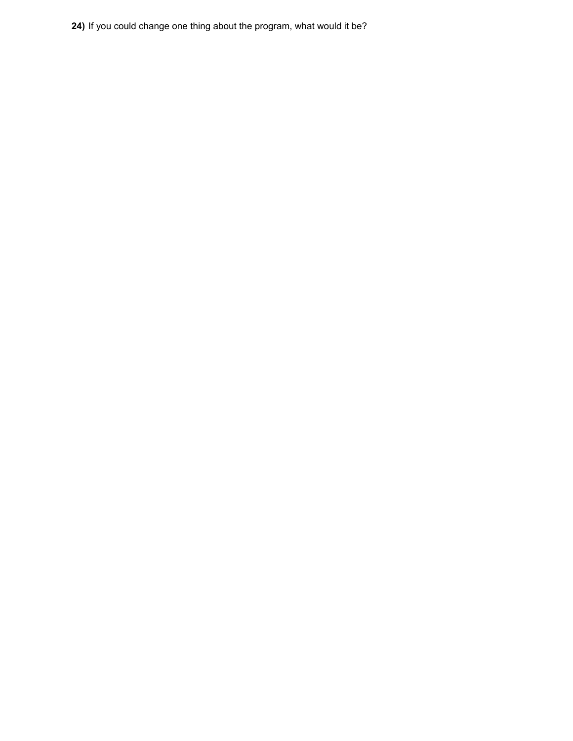**24)** If you could change one thing about the program, what would it be?